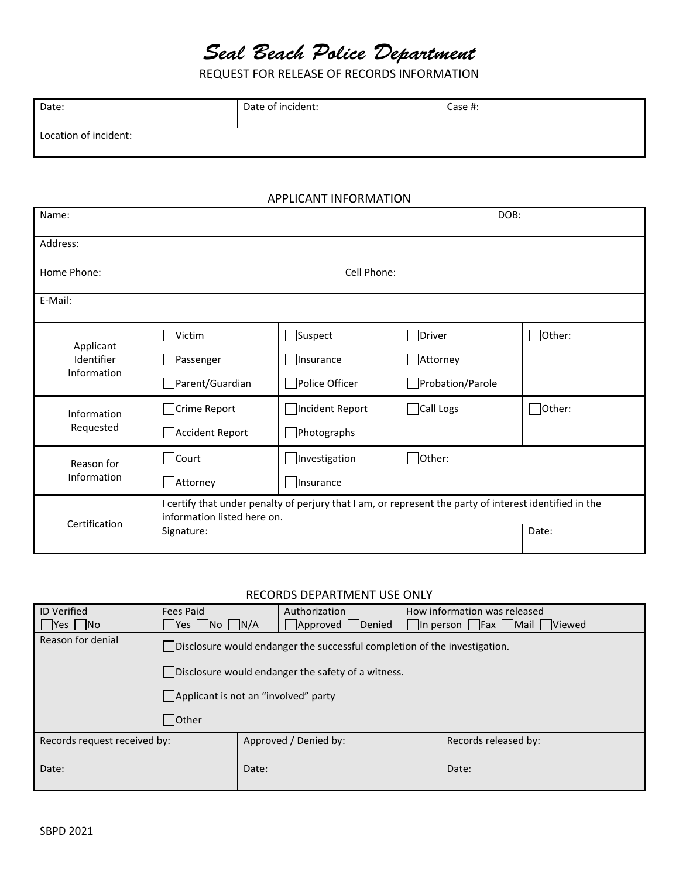# *Seal Beach Police Department*

REQUEST FOR RELEASE OF RECORDS INFORMATION

| Date: | Date of incident: | Case #: |
|---|---|---|
| Location of incident: | | |

## APPLICANT INFORMATION

| Name: | | | | DOB: |
|---|---|---|---|---|
| Address: | | | | |
| Home Phone: | | Cell Phone: | | |
| E-Mail: | | | | |
| Applicant Identifier Information | ☐ Victim<br>☐ Passenger<br>☐ Parent/Guardian | ☐ Suspect<br>☐ Insurance<br>☐ Police Officer | ☐ Driver<br>☐ Attorney<br>☐ Probation/Parole | ☐ Other: |
| Information Requested | ☐ Crime Report<br>☐ Accident Report | ☐ Incident Report<br>☐ Photographs | ☐ Call Logs | ☐ Other: |
| Reason for Information | ☐ Court<br>☐ Attorney | ☐ Investigation<br>☐ Insurance | ☐ Other: | |
| Certification | I certify that under penalty of perjury that I am, or represent the party of interest identified in the information listed here on. | | | |
| | Signature: | | | Date: |

## RECORDS DEPARTMENT USE ONLY

| ID Verified<br>☐ Yes ☐ No | Fees Paid<br>☐ Yes ☐ No ☐ N/A | Authorization<br>☐ Approved ☐ Denied | How information was released<br>☐ In person ☐ Fax ☐ Mail ☐ Viewed |
|---|---|---|---|
| Reason for denial | ☐ Disclosure would endanger the successful completion of the investigation. | | |
| | ☐ Disclosure would endanger the safety of a witness. | | |
| | ☐ Applicant is not an "involved" party | | |
| | ☐ Other | | |

| Records request received by: | Approved / Denied by: | Records released by: |
|---|---|---|
| Date: | Date: | Date: |

SBPD 2021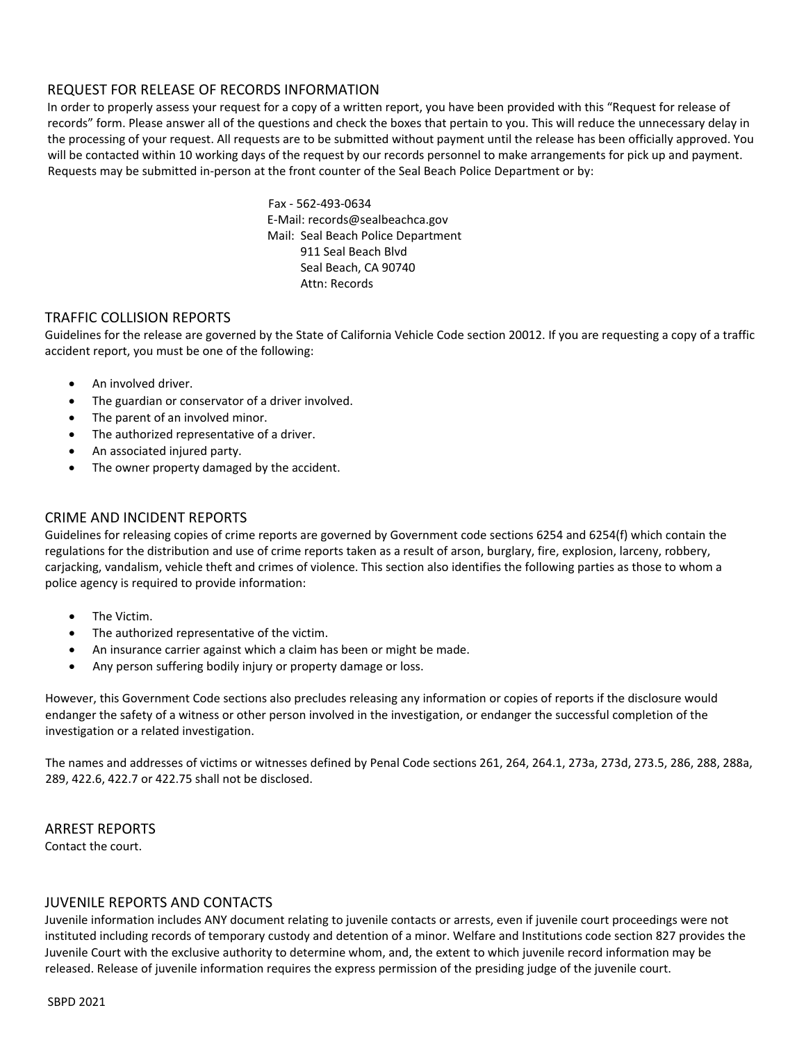## REQUEST FOR RELEASE OF RECORDS INFORMATION

In order to properly assess your request for a copy of a written report, you have been provided with this "Request for release of records" form. Please answer all of the questions and check the boxes that pertain to you. This will reduce the unnecessary delay in the processing of your request. All requests are to be submitted without payment until the release has been officially approved. You will be contacted within 10 working days of the request by our records personnel to make arrangements for pick up and payment. Requests may be submitted in-person at the front counter of the Seal Beach Police Department or by:

Fax - 562-493-0634
E-Mail: records@sealbeachca.gov
Mail: Seal Beach Police Department
911 Seal Beach Blvd
Seal Beach, CA 90740
Attn: Records

## TRAFFIC COLLISION REPORTS

Guidelines for the release are governed by the State of California Vehicle Code section 20012. If you are requesting a copy of a traffic accident report, you must be one of the following:

- An involved driver.
- The guardian or conservator of a driver involved.
- The parent of an involved minor.
- The authorized representative of a driver.
- An associated injured party.
- The owner property damaged by the accident.

## CRIME AND INCIDENT REPORTS

Guidelines for releasing copies of crime reports are governed by Government code sections 6254 and 6254(f) which contain the regulations for the distribution and use of crime reports taken as a result of arson, burglary, fire, explosion, larceny, robbery, carjacking, vandalism, vehicle theft and crimes of violence. This section also identifies the following parties as those to whom a police agency is required to provide information:

- The Victim.
- The authorized representative of the victim.
- An insurance carrier against which a claim has been or might be made.
- Any person suffering bodily injury or property damage or loss.

However, this Government Code sections also precludes releasing any information or copies of reports if the disclosure would endanger the safety of a witness or other person involved in the investigation, or endanger the successful completion of the investigation or a related investigation.

The names and addresses of victims or witnesses defined by Penal Code sections 261, 264, 264.1, 273a, 273d, 273.5, 286, 288, 288a, 289, 422.6, 422.7 or 422.75 shall not be disclosed.

## ARREST REPORTS

Contact the court.

## JUVENILE REPORTS AND CONTACTS

Juvenile information includes ANY document relating to juvenile contacts or arrests, even if juvenile court proceedings were not instituted including records of temporary custody and detention of a minor. Welfare and Institutions code section 827 provides the Juvenile Court with the exclusive authority to determine whom, and, the extent to which juvenile record information may be released. Release of juvenile information requires the express permission of the presiding judge of the juvenile court.

SBPD 2021